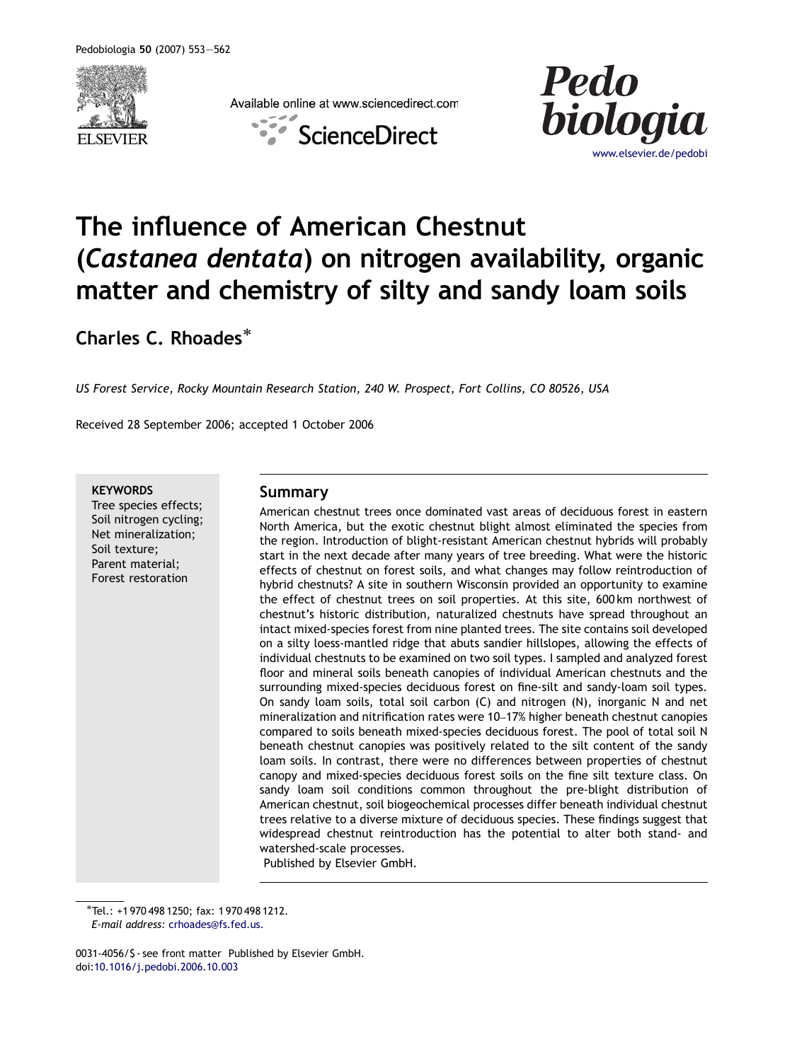# The influence of American Chestnut (*Castanea dentata*) on nitrogen availability, organic matter and chemistry of silty and sandy loam soils

**Charles C. Rhoades***

*US Forest Service, Rocky Mountain Research Station, 240 W. Prospect, Fort Collins, CO 80526, USA*

Received 28 September 2006; accepted 1 October 2006

**KEYWORDS**
Tree species effects;
Soil nitrogen cycling;
Net mineralization;
Soil texture;
Parent material;
Forest restoration

## Summary

American chestnut trees once dominated vast areas of deciduous forest in eastern North America, but the exotic chestnut blight almost eliminated the species from the region. Introduction of blight-resistant American chestnut hybrids will probably start in the next decade after many years of tree breeding. What were the historic effects of chestnut on forest soils, and what changes may follow reintroduction of hybrid chestnuts? A site in southern Wisconsin provided an opportunity to examine the effect of chestnut trees on soil properties. At this site, 600 km northwest of chestnut's historic distribution, naturalized chestnuts have spread throughout an intact mixed-species forest from nine planted trees. The site contains soil developed on a silty loess-mantled ridge that abuts sandier hillslopes, allowing the effects of individual chestnuts to be examined on two soil types. I sampled and analyzed forest floor and mineral soils beneath canopies of individual American chestnuts and the surrounding mixed-species deciduous forest on fine-silt and sandy-loam soil types. On sandy loam soils, total soil carbon (C) and nitrogen (N), inorganic N and net mineralization and nitrification rates were 10–17% higher beneath chestnut canopies compared to soils beneath mixed-species deciduous forest. The pool of total soil N beneath chestnut canopies was positively related to the silt content of the sandy loam soils. In contrast, there were no differences between properties of chestnut canopy and mixed-species deciduous forest soils on the fine silt texture class. On sandy loam soil conditions common throughout the pre-blight distribution of American chestnut, soil biogeochemical processes differ beneath individual chestnut trees relative to a diverse mixture of deciduous species. These findings suggest that widespread chestnut reintroduction has the potential to alter both stand- and watershed-scale processes.

Published by Elsevier GmbH.

*Tel.: +1 970 498 1250; fax: 1 970 498 1212.
*E-mail address:* crhoades@fs.fed.us.

0031-4056/$ - see front matter Published by Elsevier GmbH.
doi:10.1016/j.pedobi.2006.10.003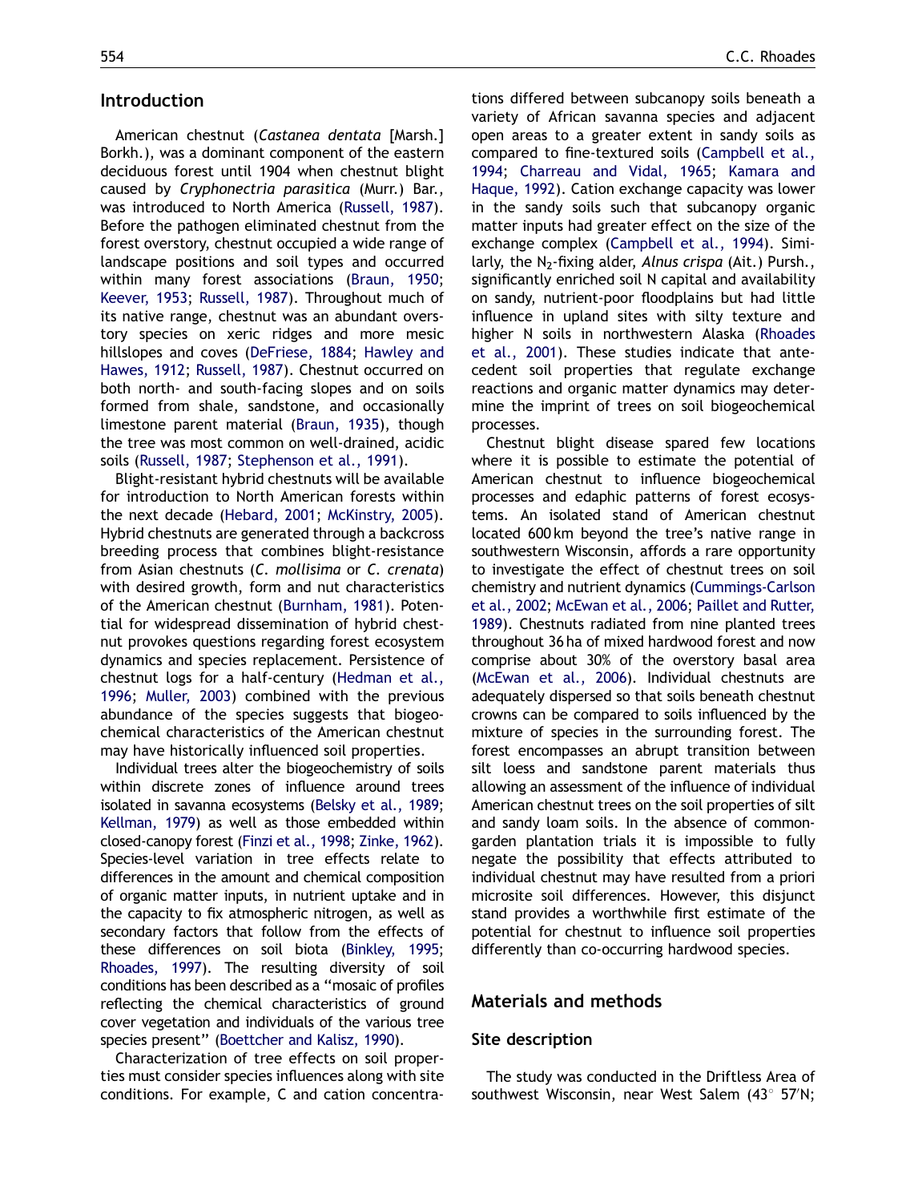## Introduction

American chestnut (*Castanea dentata* [Marsh.] Borkh.), was a dominant component of the eastern deciduous forest until 1904 when chestnut blight caused by *Cryphonectria parasitica* (Murr.) Bar., was introduced to North America (Russell, 1987). Before the pathogen eliminated chestnut from the forest overstory, chestnut occupied a wide range of landscape positions and soil types and occurred within many forest associations (Braun, 1950; Keever, 1953; Russell, 1987). Throughout much of its native range, chestnut was an abundant overstory species on xeric ridges and more mesic hillslopes and coves (DeFriese, 1884; Hawley and Hawes, 1912; Russell, 1987). Chestnut occurred on both north- and south-facing slopes and on soils formed from shale, sandstone, and occasionally limestone parent material (Braun, 1935), though the tree was most common on well-drained, acidic soils (Russell, 1987; Stephenson et al., 1991).

Blight-resistant hybrid chestnuts will be available for introduction to North American forests within the next decade (Hebard, 2001; McKinstry, 2005). Hybrid chestnuts are generated through a backcross breeding process that combines blight-resistance from Asian chestnuts (*C. mollisima* or *C. crenata*) with desired growth, form and nut characteristics of the American chestnut (Burnham, 1981). Potential for widespread dissemination of hybrid chestnut provokes questions regarding forest ecosystem dynamics and species replacement. Persistence of chestnut logs for a half-century (Hedman et al., 1996; Muller, 2003) combined with the previous abundance of the species suggests that biogeochemical characteristics of the American chestnut may have historically influenced soil properties.

Individual trees alter the biogeochemistry of soils within discrete zones of influence around trees isolated in savanna ecosystems (Belsky et al., 1989; Kellman, 1979) as well as those embedded within closed-canopy forest (Finzi et al., 1998; Zinke, 1962). Species-level variation in tree effects relate to differences in the amount and chemical composition of organic matter inputs, in nutrient uptake and in the capacity to fix atmospheric nitrogen, as well as secondary factors that follow from the effects of these differences on soil biota (Binkley, 1995; Rhoades, 1997). The resulting diversity of soil conditions has been described as a "mosaic of profiles reflecting the chemical characteristics of ground cover vegetation and individuals of the various tree species present" (Boettcher and Kalisz, 1990).

Characterization of tree effects on soil properties must consider species influences along with site conditions. For example, C and cation concentrations differed between subcanopy soils beneath a variety of African savanna species and adjacent open areas to a greater extent in sandy soils as compared to fine-textured soils (Campbell et al., 1994; Charreau and Vidal, 1965; Kamara and Haque, 1992). Cation exchange capacity was lower in the sandy soils such that subcanopy organic matter inputs had greater effect on the size of the exchange complex (Campbell et al., 1994). Similarly, the $N_2$-fixing alder, *Alnus crispa* (Ait.) Pursh., significantly enriched soil N capital and availability on sandy, nutrient-poor floodplains but had little influence in upland sites with silty texture and higher N soils in northwestern Alaska (Rhoades et al., 2001). These studies indicate that antecedent soil properties that regulate exchange reactions and organic matter dynamics may determine the imprint of trees on soil biogeochemical processes.

Chestnut blight disease spared few locations where it is possible to estimate the potential of American chestnut to influence biogeochemical processes and edaphic patterns of forest ecosystems. An isolated stand of American chestnut located 600 km beyond the tree's native range in southwestern Wisconsin, affords a rare opportunity to investigate the effect of chestnut trees on soil chemistry and nutrient dynamics (Cummings-Carlson et al., 2002; McEwan et al., 2006; Paillet and Rutter, 1989). Chestnuts radiated from nine planted trees throughout 36 ha of mixed hardwood forest and now comprise about 30% of the overstory basal area (McEwan et al., 2006). Individual chestnuts are adequately dispersed so that soils beneath chestnut crowns can be compared to soils influenced by the mixture of species in the surrounding forest. The forest encompasses an abrupt transition between silt loess and sandstone parent materials thus allowing an assessment of the influence of individual American chestnut trees on the soil properties of silt and sandy loam soils. In the absence of common-garden plantation trials it is impossible to fully negate the possibility that effects attributed to individual chestnut may have resulted from a priori microsite soil differences. However, this disjunct stand provides a worthwhile first estimate of the potential for chestnut to influence soil properties differently than co-occurring hardwood species.

## Materials and methods

### Site description

The study was conducted in the Driftless Area of southwest Wisconsin, near West Salem (43° 57′N;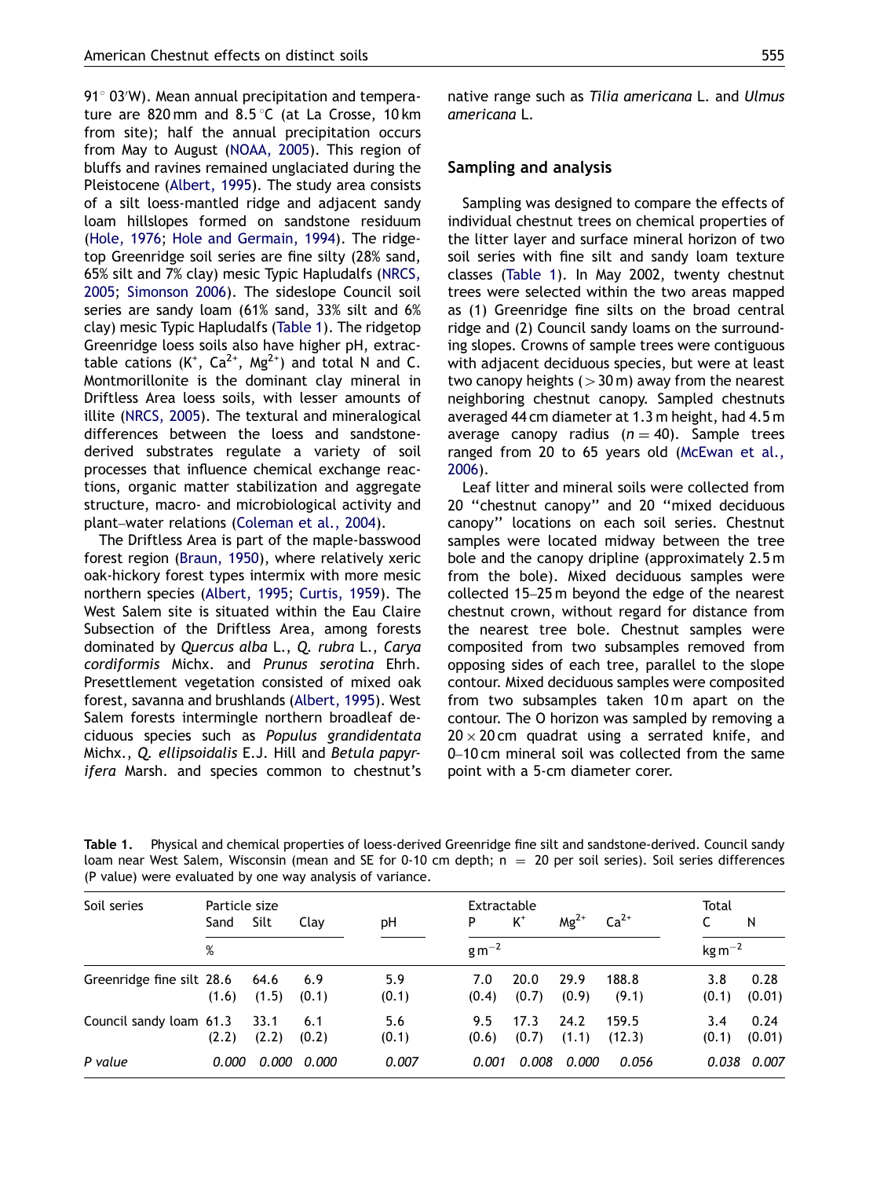91° 03′W). Mean annual precipitation and temperature are 820 mm and 8.5 °C (at La Crosse, 10 km from site); half the annual precipitation occurs from May to August (NOAA, 2005). This region of bluffs and ravines remained unglaciated during the Pleistocene (Albert, 1995). The study area consists of a silt loess-mantled ridge and adjacent sandy loam hillslopes formed on sandstone residuum (Hole, 1976; Hole and Germain, 1994). The ridgetop Greenridge soil series are fine silty (28% sand, 65% silt and 7% clay) mesic Typic Hapludalfs (NRCS, 2005; Simonson 2006). The sideslope Council soil series are sandy loam (61% sand, 33% silt and 6% clay) mesic Typic Hapludalfs (Table 1). The ridgetop Greenridge loess soils also have higher pH, extractable cations ($K^+$, $Ca^{2+}$, $Mg^{2+}$) and total N and C. Montmorillonite is the dominant clay mineral in Driftless Area loess soils, with lesser amounts of illite (NRCS, 2005). The textural and mineralogical differences between the loess and sandstone-derived substrates regulate a variety of soil processes that influence chemical exchange reactions, organic matter stabilization and aggregate structure, macro- and microbiological activity and plant–water relations (Coleman et al., 2004).

The Driftless Area is part of the maple-basswood forest region (Braun, 1950), where relatively xeric oak-hickory forest types intermix with more mesic northern species (Albert, 1995; Curtis, 1959). The West Salem site is situated within the Eau Claire Subsection of the Driftless Area, among forests dominated by *Quercus alba* L., *Q. rubra* L., *Carya cordiformis* Michx. and *Prunus serotina* Ehrh. Presettlement vegetation consisted of mixed oak forest, savanna and brushlands (Albert, 1995). West Salem forests intermingle northern broadleaf deciduous species such as *Populus grandidentata* Michx., *Q. ellipsoidalis* E.J. Hill and *Betula papyrifera* Marsh. and species common to chestnut's native range such as *Tilia americana* L. and *Ulmus americana* L.

## Sampling and analysis

Sampling was designed to compare the effects of individual chestnut trees on chemical properties of the litter layer and surface mineral horizon of two soil series with fine silt and sandy loam texture classes (Table 1). In May 2002, twenty chestnut trees were selected within the two areas mapped as (1) Greenridge fine silts on the broad central ridge and (2) Council sandy loams on the surrounding slopes. Crowns of sample trees were contiguous with adjacent deciduous species, but were at least two canopy heights (>30 m) away from the nearest neighboring chestnut canopy. Sampled chestnuts averaged 44 cm diameter at 1.3 m height, had 4.5 m average canopy radius ($n = 40$). Sample trees ranged from 20 to 65 years old (McEwan et al., 2006).

Leaf litter and mineral soils were collected from 20 "chestnut canopy" and 20 "mixed deciduous canopy" locations on each soil series. Chestnut samples were located midway between the tree bole and the canopy dripline (approximately 2.5 m from the bole). Mixed deciduous samples were collected 15–25 m beyond the edge of the nearest chestnut crown, without regard for distance from the nearest tree bole. Chestnut samples were composited from two subsamples removed from opposing sides of each tree, parallel to the slope contour. Mixed deciduous samples were composited from two subsamples taken 10 m apart on the contour. The O horizon was sampled by removing a 20 × 20 cm quadrat using a serrated knife, and 0–10 cm mineral soil was collected from the same point with a 5-cm diameter corer.

**Table 1.** Physical and chemical properties of loess-derived Greenridge fine silt and sandstone-derived. Council sandy loam near West Salem, Wisconsin (mean and SE for 0-10 cm depth; n = 20 per soil series). Soil series differences (P value) were evaluated by one way analysis of variance.

| Soil series | Particle size | | | pH | Extractable | | | | Total | |
|---|---|---|---|---|---|---|---|---|---|---|
| | Sand | Silt | Clay | | P | $K^+$ | $Mg^{2+}$ | $Ca^{2+}$ | C | N |
| | % | | | | $g\,m^{-2}$ | | | | $kg\,m^{-2}$ | |
| Greenridge fine silt | 28.6 (1.6) | 64.6 (1.5) | 6.9 (0.1) | 5.9 (0.1) | 7.0 (0.4) | 20.0 (0.7) | 29.9 (0.9) | 188.8 (9.1) | 3.8 (0.1) | 0.28 (0.01) |
| Council sandy loam | 61.3 (2.2) | 33.1 (2.2) | 6.1 (0.2) | 5.6 (0.1) | 9.5 (0.6) | 17.3 (0.7) | 24.2 (1.1) | 159.5 (12.3) | 3.4 (0.1) | 0.24 (0.01) |
| *P value* | *0.000* | *0.000* | *0.000* | *0.007* | *0.001* | *0.008* | *0.000* | *0.056* | *0.038* | *0.007* |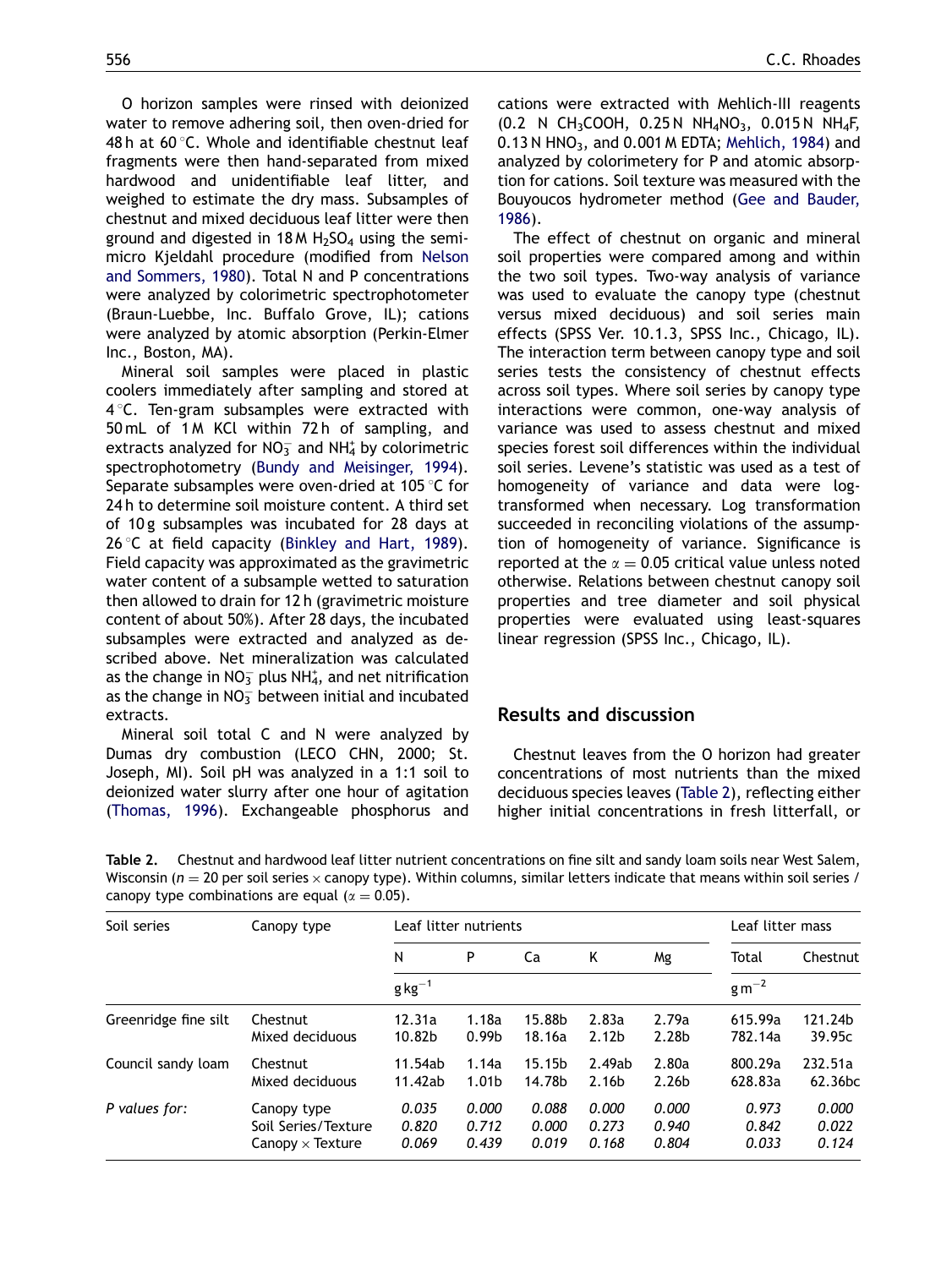O horizon samples were rinsed with deionized water to remove adhering soil, then oven-dried for 48 h at 60 °C. Whole and identifiable chestnut leaf fragments were then hand-separated from mixed hardwood and unidentifiable leaf litter, and weighed to estimate the dry mass. Subsamples of chestnut and mixed deciduous leaf litter were then ground and digested in 18 M $H_2SO_4$ using the semi-micro Kjeldahl procedure (modified from Nelson and Sommers, 1980). Total N and P concentrations were analyzed by colorimetric spectrophotometer (Braun-Luebbe, Inc. Buffalo Grove, IL); cations were analyzed by atomic absorption (Perkin-Elmer Inc., Boston, MA).

Mineral soil samples were placed in plastic coolers immediately after sampling and stored at 4 °C. Ten-gram subsamples were extracted with 50 mL of 1 M KCl within 72 h of sampling, and extracts analyzed for $NO_3^-$ and $NH_4^+$ by colorimetric spectrophotometry (Bundy and Meisinger, 1994). Separate subsamples were oven-dried at 105 °C for 24 h to determine soil moisture content. A third set of 10 g subsamples was incubated for 28 days at 26 °C at field capacity (Binkley and Hart, 1989). Field capacity was approximated as the gravimetric water content of a subsample wetted to saturation then allowed to drain for 12 h (gravimetric moisture content of about 50%). After 28 days, the incubated subsamples were extracted and analyzed as described above. Net mineralization was calculated as the change in $NO_3^-$ plus $NH_4^+$, and net nitrification as the change in $NO_3^-$ between initial and incubated extracts.

Mineral soil total C and N were analyzed by Dumas dry combustion (LECO CHN, 2000; St. Joseph, MI). Soil pH was analyzed in a 1:1 soil to deionized water slurry after one hour of agitation (Thomas, 1996). Exchangeable phosphorus and cations were extracted with Mehlich-III reagents (0.2 N $CH_3COOH$, 0.25 N $NH_4NO_3$, 0.015 N $NH_4F$, 0.13 N $HNO_3$, and 0.001 M EDTA; Mehlich, 1984) and analyzed by colorimetery for P and atomic absorption for cations. Soil texture was measured with the Bouyoucos hydrometer method (Gee and Bauder, 1986).

The effect of chestnut on organic and mineral soil properties were compared among and within the two soil types. Two-way analysis of variance was used to evaluate the canopy type (chestnut versus mixed deciduous) and soil series main effects (SPSS Ver. 10.1.3, SPSS Inc., Chicago, IL). The interaction term between canopy type and soil series tests the consistency of chestnut effects across soil types. Where soil series by canopy type interactions were common, one-way analysis of variance was used to assess chestnut and mixed species forest soil differences within the individual soil series. Levene's statistic was used as a test of homogeneity of variance and data were log-transformed when necessary. Log transformation succeeded in reconciling violations of the assumption of homogeneity of variance. Significance is reported at the $\alpha = 0.05$ critical value unless noted otherwise. Relations between chestnut canopy soil properties and tree diameter and soil physical properties were evaluated using least-squares linear regression (SPSS Inc., Chicago, IL).

## Results and discussion

Chestnut leaves from the O horizon had greater concentrations of most nutrients than the mixed deciduous species leaves (Table 2), reflecting either higher initial concentrations in fresh litterfall, or

**Table 2.** Chestnut and hardwood leaf litter nutrient concentrations on fine silt and sandy loam soils near West Salem, Wisconsin ($n = 20$ per soil series × canopy type). Within columns, similar letters indicate that means within soil series / canopy type combinations are equal ($\alpha = 0.05$).

| Soil series | Canopy type | Leaf litter nutrients | | | | | Leaf litter mass | |
|---|---|---|---|---|---|---|---|---|
| | | N | P | Ca | K | Mg | Total | Chestnut |
| | | $g\,kg^{-1}$ | | | | | $g\,m^{-2}$ | |
| Greenridge fine silt | Chestnut | 12.31a | 1.18a | 15.88b | 2.83a | 2.79a | 615.99a | 121.24b |
| | Mixed deciduous | 10.82b | 0.99b | 18.16a | 2.12b | 2.28b | 782.14a | 39.95c |
| Council sandy loam | Chestnut | 11.54ab | 1.14a | 15.15b | 2.49ab | 2.80a | 800.29a | 232.51a |
| | Mixed deciduous | 11.42ab | 1.01b | 14.78b | 2.16b | 2.26b | 628.83a | 62.36bc |
| *P values for:* | Canopy type | *0.035* | *0.000* | *0.088* | *0.000* | *0.000* | *0.973* | *0.000* |
| | Soil Series/Texture | *0.820* | *0.712* | *0.000* | *0.273* | *0.940* | *0.842* | *0.022* |
| | Canopy × Texture | *0.069* | *0.439* | *0.019* | *0.168* | *0.804* | *0.033* | *0.124* |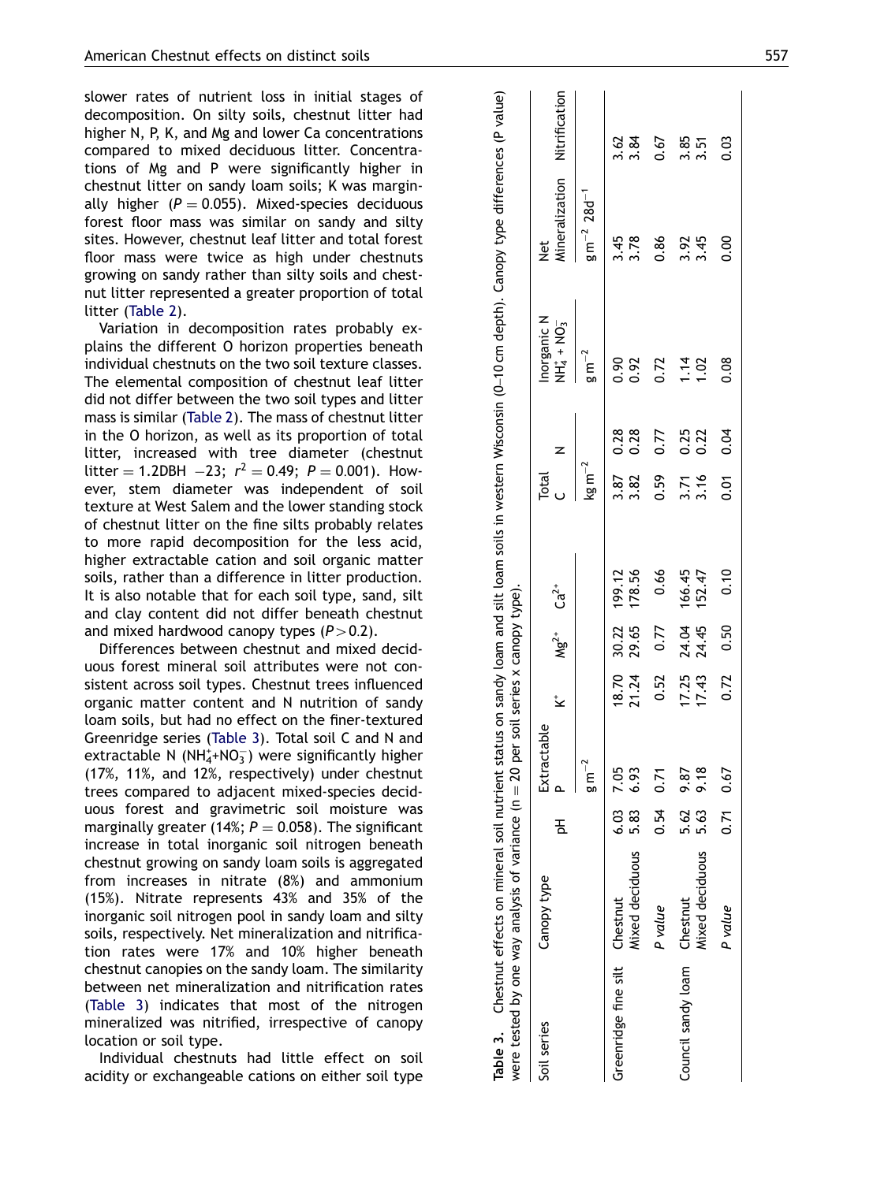slower rates of nutrient loss in initial stages of decomposition. On silty soils, chestnut litter had higher N, P, K, and Mg and lower Ca concentrations compared to mixed deciduous litter. Concentrations of Mg and P were significantly higher in chestnut litter on sandy loam soils; K was marginally higher ($P = 0.055$). Mixed-species deciduous forest floor mass was similar on sandy and silty sites. However, chestnut leaf litter and total forest floor mass were twice as high under chestnuts growing on sandy rather than silty soils and chestnut litter represented a greater proportion of total litter (Table 2).

Variation in decomposition rates probably explains the different O horizon properties beneath individual chestnuts on the two soil texture classes. The elemental composition of chestnut leaf litter did not differ between the two soil types and litter mass is similar (Table 2). The mass of chestnut litter in the O horizon, as well as its proportion of total litter, increased with tree diameter (chestnut litter $= 1.2\text{DBH} - 23$; $r^2 = 0.49$; $P = 0.001$). However, stem diameter was independent of soil texture at West Salem and the lower standing stock of chestnut litter on the fine silts probably relates to more rapid decomposition for the less acid, higher extractable cation and soil organic matter soils, rather than a difference in litter production. It is also notable that for each soil type, sand, silt and clay content did not differ beneath chestnut and mixed hardwood canopy types ($P > 0.2$).

Differences between chestnut and mixed deciduous forest mineral soil attributes were not consistent across soil types. Chestnut trees influenced organic matter content and N nutrition of sandy loam soils, but had no effect on the finer-textured Greenridge series (Table 3). Total soil C and N and extractable N ($NH_4^+$+$NO_3^-$) were significantly higher (17%, 11%, and 12%, respectively) under chestnut trees compared to adjacent mixed-species deciduous forest and gravimetric soil moisture was marginally greater (14%; $P = 0.058$). The significant increase in total inorganic soil nitrogen beneath chestnut growing on sandy loam soils is aggregated from increases in nitrate (8%) and ammonium (15%). Nitrate represents 43% and 35% of the inorganic soil nitrogen pool in sandy loam and silty soils, respectively. Net mineralization and nitrification rates were 17% and 10% higher beneath chestnut canopies on the sandy loam. The similarity between net mineralization and nitrification rates (Table 3) indicates that most of the nitrogen mineralized was nitrified, irrespective of canopy location or soil type.

Individual chestnuts had little effect on soil acidity or exchangeable cations on either soil type

**Table 3.** Chestnut effects on mineral soil nutrient status on sandy loam and silt loam soils in western Wisconsin (0–10 cm depth). Canopy type differences (P value) were tested by one way analysis of variance (n = 20 per soil series x canopy type).

| Soil series | Canopy type | pH | Extractable P | K⁺ | $Mg^{2+}$ | $Ca^{2+}$ | Total C | N | Inorganic N $NH_4^+ + NO_3^-$ | Net Mineralization | Nitrification |
|---|---|---|---|---|---|---|---|---|---|---|---|
| | | | $g\,m^{-2}$ | | | | $kg\,m^{-2}$ | | $g\,m^{-2}$ | $g\,m^{-2}\,28d^{-1}$ | |
| Greenridge fine silt | Chestnut | 6.03 | 7.05 | 18.70 | 30.22 | 199.12 | 3.87 | 0.28 | 0.90 | 3.45 | 3.62 |
| | Mixed deciduous | 5.83 | 6.93 | 21.24 | 29.65 | 178.56 | 3.82 | 0.28 | 0.92 | 3.78 | 3.84 |
| | *P value* | 0.54 | 0.71 | 0.52 | 0.77 | 0.66 | 0.59 | 0.77 | 0.72 | 0.86 | 0.67 |
| Council sandy loam | Chestnut | 5.62 | 9.87 | 17.25 | 24.04 | 166.45 | 3.71 | 0.25 | 1.14 | 3.92 | 3.85 |
| | Mixed deciduous | 5.63 | 9.18 | 17.43 | 24.45 | 152.47 | 3.16 | 0.22 | 1.02 | 3.45 | 3.51 |
| | *P value* | 0.71 | 0.67 | 0.72 | 0.50 | 0.10 | 0.01 | 0.04 | 0.08 | 0.00 | 0.03 |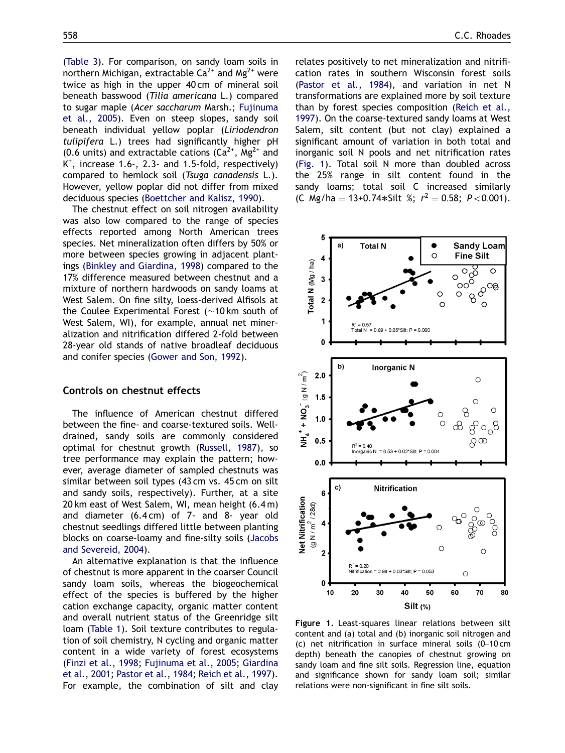(Table 3). For comparison, on sandy loam soils in northern Michigan, extractable $Ca^{2+}$ and $Mg^{2+}$ were twice as high in the upper 40 cm of mineral soil beneath basswood (*Tilia americana* L.) compared to sugar maple (*Acer saccharum* Marsh.; Fujinuma et al., 2005). Even on steep slopes, sandy soil beneath individual yellow poplar (*Liriodendron tulipifera* L.) trees had significantly higher pH (0.6 units) and extractable cations ($Ca^{2+}$, $Mg^{2+}$ and $K^{+}$, increase 1.6-, 2.3- and 1.5-fold, respectively) compared to hemlock soil (*Tsuga canadensis* L.). However, yellow poplar did not differ from mixed deciduous species (Boettcher and Kalisz, 1990).

The chestnut effect on soil nitrogen availability was also low compared to the range of species effects reported among North American trees species. Net mineralization often differs by 50% or more between species growing in adjacent plantings (Binkley and Giardina, 1998) compared to the 17% difference measured between chestnut and a mixture of northern hardwoods on sandy loams at West Salem. On fine silty, loess-derived Alfisols at the Coulee Experimental Forest (~10 km south of West Salem, WI), for example, annual net mineralization and nitrification differed 2-fold between 28-year old stands of native broadleaf deciduous and conifer species (Gower and Son, 1992).

## Controls on chestnut effects

The influence of American chestnut differed between the fine- and coarse-textured soils. Well-drained, sandy soils are commonly considered optimal for chestnut growth (Russell, 1987), so tree performance may explain the pattern; however, average diameter of sampled chestnuts was similar between soil types (43 cm vs. 45 cm on silt and sandy soils, respectively). Further, at a site 20 km east of West Salem, WI, mean height (6.4 m) and diameter (6.4 cm) of 7- and 8- year old chestnut seedlings differed little between planting blocks on coarse-loamy and fine-silty soils (Jacobs and Severeid, 2004).

An alternative explanation is that the influence of chestnut is more apparent in the coarser Council sandy loam soils, whereas the biogeochemical effect of the species is buffered by the higher cation exchange capacity, organic matter content and overall nutrient status of the Greenridge silt loam (Table 1). Soil texture contributes to regulation of soil chemistry, N cycling and organic matter content in a wide variety of forest ecosystems (Finzi et al., 1998; Fujinuma et al., 2005; Giardina et al., 2001; Pastor et al., 1984; Reich et al., 1997). For example, the combination of silt and clay relates positively to net mineralization and nitrification rates in southern Wisconsin forest soils (Pastor et al., 1984), and variation in net N transformations are explained more by soil texture than by forest species composition (Reich et al., 1997). On the coarse-textured sandy loams at West Salem, silt content (but not clay) explained a significant amount of variation in both total and inorganic soil N pools and net nitrification rates (Fig. 1). Total soil N more than doubled across the 25% range in silt content found in the sandy loams; total soil C increased similarly (C Mg/ha = 13+0.74*Silt %; $r^2 = 0.58$; $P < 0.001$).

**Figure 1.** Least-squares linear relations between silt content and (a) total and (b) inorganic soil nitrogen and (c) net nitrification in surface mineral soils (0–10 cm depth) beneath the canopies of chestnut growing on sandy loam and fine silt soils. Regression line, equation and significance shown for sandy loam soil; similar relations were non-significant in fine silt soils.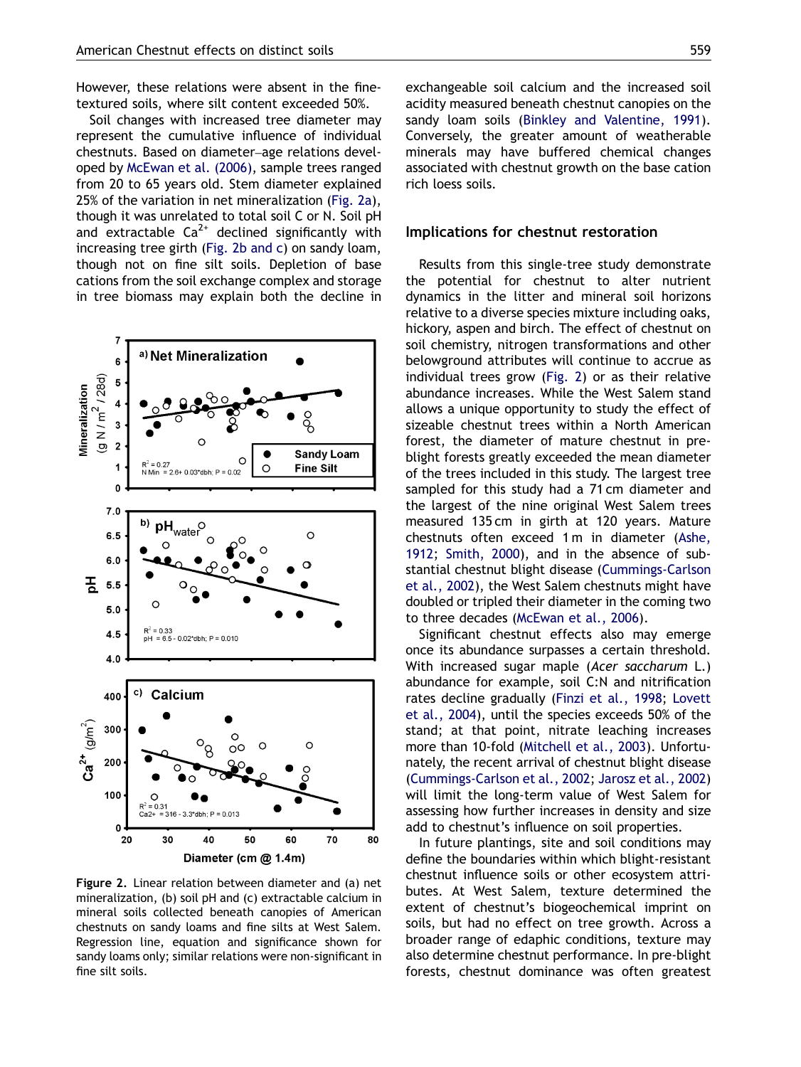However, these relations were absent in the fine-textured soils, where silt content exceeded 50%.

Soil changes with increased tree diameter may represent the cumulative influence of individual chestnuts. Based on diameter–age relations developed by McEwan et al. (2006), sample trees ranged from 20 to 65 years old. Stem diameter explained 25% of the variation in net mineralization (Fig. 2a), though it was unrelated to total soil C or N. Soil pH and extractable $Ca^{2+}$ declined significantly with increasing tree girth (Fig. 2b and c) on sandy loam, though not on fine silt soils. Depletion of base cations from the soil exchange complex and storage in tree biomass may explain both the decline in exchangeable soil calcium and the increased soil acidity measured beneath chestnut canopies on the sandy loam soils (Binkley and Valentine, 1991). Conversely, the greater amount of weatherable minerals may have buffered chemical changes associated with chestnut growth on the base cation rich loess soils.

**Figure 2.** Linear relation between diameter and (a) net mineralization, (b) soil pH and (c) extractable calcium in mineral soils collected beneath canopies of American chestnuts on sandy loams and fine silts at West Salem. Regression line, equation and significance shown for sandy loams only; similar relations were non-significant in fine silt soils.

## Implications for chestnut restoration

Results from this single-tree study demonstrate the potential for chestnut to alter nutrient dynamics in the litter and mineral soil horizons relative to a diverse species mixture including oaks, hickory, aspen and birch. The effect of chestnut on soil chemistry, nitrogen transformations and other belowground attributes will continue to accrue as individual trees grow (Fig. 2) or as their relative abundance increases. While the West Salem stand allows a unique opportunity to study the effect of sizeable chestnut trees within a North American forest, the diameter of mature chestnut in pre-blight forests greatly exceeded the mean diameter of the trees included in this study. The largest tree sampled for this study had a 71 cm diameter and the largest of the nine original West Salem trees measured 135 cm in girth at 120 years. Mature chestnuts often exceed 1 m in diameter (Ashe, 1912; Smith, 2000), and in the absence of substantial chestnut blight disease (Cummings-Carlson et al., 2002), the West Salem chestnuts might have doubled or tripled their diameter in the coming two to three decades (McEwan et al., 2006).

Significant chestnut effects also may emerge once its abundance surpasses a certain threshold. With increased sugar maple (*Acer saccharum* L.) abundance for example, soil C:N and nitrification rates decline gradually (Finzi et al., 1998; Lovett et al., 2004), until the species exceeds 50% of the stand; at that point, nitrate leaching increases more than 10-fold (Mitchell et al., 2003). Unfortunately, the recent arrival of chestnut blight disease (Cummings-Carlson et al., 2002; Jarosz et al., 2002) will limit the long-term value of West Salem for assessing how further increases in density and size add to chestnut's influence on soil properties.

In future plantings, site and soil conditions may define the boundaries within which blight-resistant chestnut influence soils or other ecosystem attributes. At West Salem, texture determined the extent of chestnut's biogeochemical imprint on soils, but had no effect on tree growth. Across a broader range of edaphic conditions, texture may also determine chestnut performance. In pre-blight forests, chestnut dominance was often greatest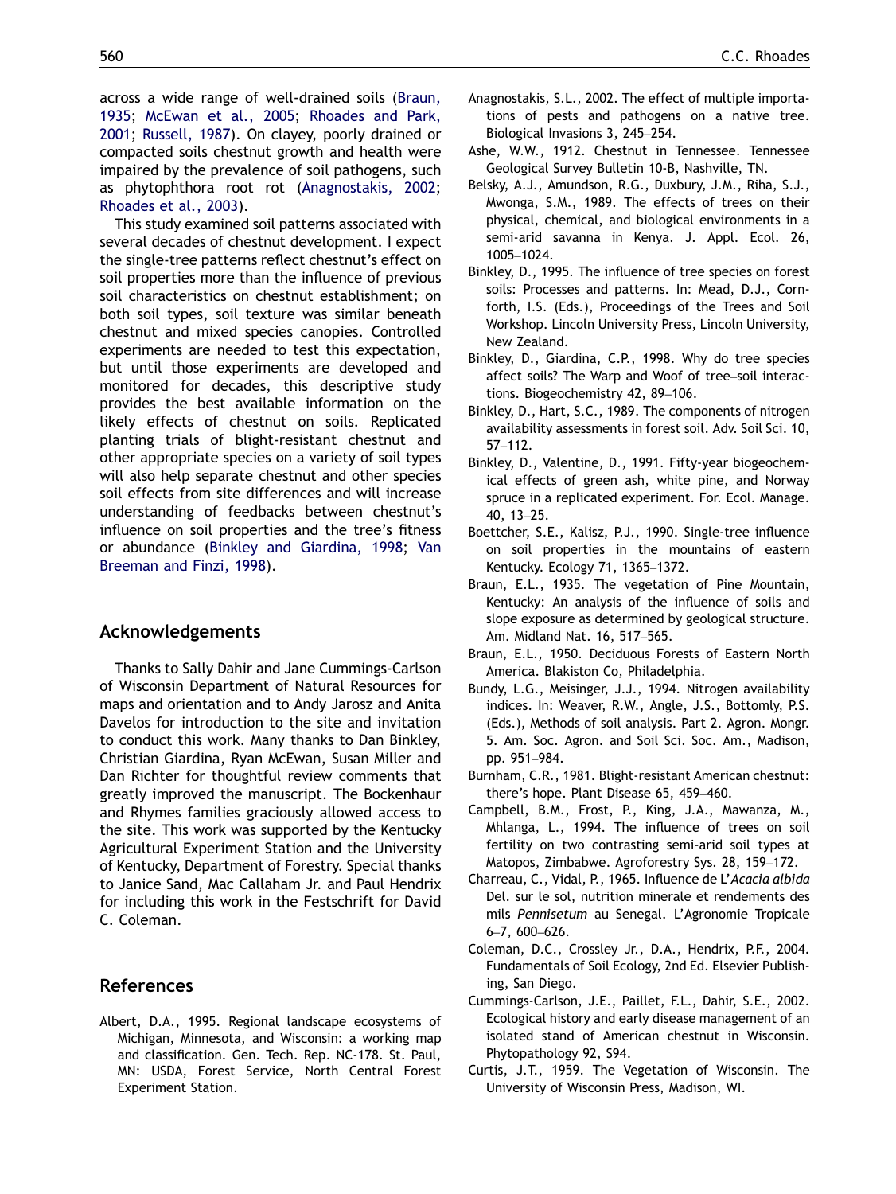across a wide range of well-drained soils (Braun, 1935; McEwan et al., 2005; Rhoades and Park, 2001; Russell, 1987). On clayey, poorly drained or compacted soils chestnut growth and health were impaired by the prevalence of soil pathogens, such as phytophthora root rot (Anagnostakis, 2002; Rhoades et al., 2003).

This study examined soil patterns associated with several decades of chestnut development. I expect the single-tree patterns reflect chestnut's effect on soil properties more than the influence of previous soil characteristics on chestnut establishment; on both soil types, soil texture was similar beneath chestnut and mixed species canopies. Controlled experiments are needed to test this expectation, but until those experiments are developed and monitored for decades, this descriptive study provides the best available information on the likely effects of chestnut on soils. Replicated planting trials of blight-resistant chestnut and other appropriate species on a variety of soil types will also help separate chestnut and other species soil effects from site differences and will increase understanding of feedbacks between chestnut's influence on soil properties and the tree's fitness or abundance (Binkley and Giardina, 1998; Van Breeman and Finzi, 1998).

## Acknowledgements

Thanks to Sally Dahir and Jane Cummings-Carlson of Wisconsin Department of Natural Resources for maps and orientation and to Andy Jarosz and Anita Davelos for introduction to the site and invitation to conduct this work. Many thanks to Dan Binkley, Christian Giardina, Ryan McEwan, Susan Miller and Dan Richter for thoughtful review comments that greatly improved the manuscript. The Bockenhaur and Rhymes families graciously allowed access to the site. This work was supported by the Kentucky Agricultural Experiment Station and the University of Kentucky, Department of Forestry. Special thanks to Janice Sand, Mac Callaham Jr. and Paul Hendrix for including this work in the Festschrift for David C. Coleman.

## References

Albert, D.A., 1995. Regional landscape ecosystems of Michigan, Minnesota, and Wisconsin: a working map and classification. Gen. Tech. Rep. NC-178. St. Paul, MN: USDA, Forest Service, North Central Forest Experiment Station.

Anagnostakis, S.L., 2002. The effect of multiple importations of pests and pathogens on a native tree. Biological Invasions 3, 245–254.

Ashe, W.W., 1912. Chestnut in Tennessee. Tennessee Geological Survey Bulletin 10-B, Nashville, TN.

Belsky, A.J., Amundson, R.G., Duxbury, J.M., Riha, S.J., Mwonga, S.M., 1989. The effects of trees on their physical, chemical, and biological environments in a semi-arid savanna in Kenya. J. Appl. Ecol. 26, 1005–1024.

Binkley, D., 1995. The influence of tree species on forest soils: Processes and patterns. In: Mead, D.J., Cornforth, I.S. (Eds.), Proceedings of the Trees and Soil Workshop. Lincoln University Press, Lincoln University, New Zealand.

Binkley, D., Giardina, C.P., 1998. Why do tree species affect soils? The Warp and Woof of tree–soil interactions. Biogeochemistry 42, 89–106.

Binkley, D., Hart, S.C., 1989. The components of nitrogen availability assessments in forest soil. Adv. Soil Sci. 10, 57–112.

Binkley, D., Valentine, D., 1991. Fifty-year biogeochemical effects of green ash, white pine, and Norway spruce in a replicated experiment. For. Ecol. Manage. 40, 13–25.

Boettcher, S.E., Kalisz, P.J., 1990. Single-tree influence on soil properties in the mountains of eastern Kentucky. Ecology 71, 1365–1372.

Braun, E.L., 1935. The vegetation of Pine Mountain, Kentucky: An analysis of the influence of soils and slope exposure as determined by geological structure. Am. Midland Nat. 16, 517–565.

Braun, E.L., 1950. Deciduous Forests of Eastern North America. Blakiston Co, Philadelphia.

Bundy, L.G., Meisinger, J.J., 1994. Nitrogen availability indices. In: Weaver, R.W., Angle, J.S., Bottomly, P.S. (Eds.), Methods of soil analysis. Part 2. Agron. Mongr. 5. Am. Soc. Agron. and Soil Sci. Soc. Am., Madison, pp. 951–984.

Burnham, C.R., 1981. Blight-resistant American chestnut: there's hope. Plant Disease 65, 459–460.

Campbell, B.M., Frost, P., King, J.A., Mawanza, M., Mhlanga, L., 1994. The influence of trees on soil fertility on two contrasting semi-arid soil types at Matopos, Zimbabwe. Agroforestry Sys. 28, 159–172.

Charreau, C., Vidal, P., 1965. Influence de L'*Acacia albida* Del. sur le sol, nutrition minerale et rendements des mils *Pennisetum* au Senegal. L'Agronomie Tropicale 6–7, 600–626.

Coleman, D.C., Crossley Jr., D.A., Hendrix, P.F., 2004. Fundamentals of Soil Ecology, 2nd Ed. Elsevier Publishing, San Diego.

Cummings-Carlson, J.E., Paillet, F.L., Dahir, S.E., 2002. Ecological history and early disease management of an isolated stand of American chestnut in Wisconsin. Phytopathology 92, S94.

Curtis, J.T., 1959. The Vegetation of Wisconsin. The University of Wisconsin Press, Madison, WI.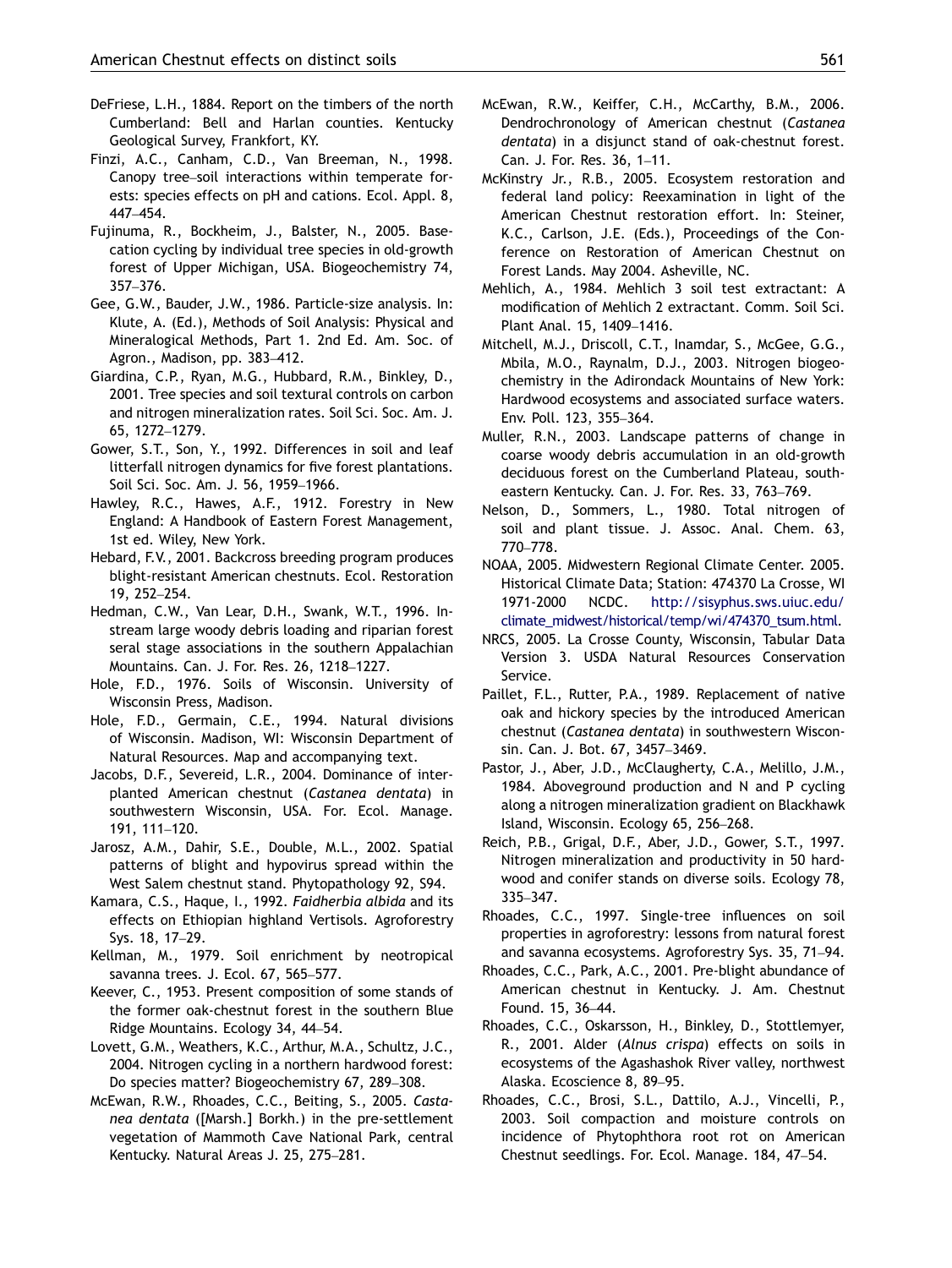DeFriese, L.H., 1884. Report on the timbers of the north Cumberland: Bell and Harlan counties. Kentucky Geological Survey, Frankfort, KY.

Finzi, A.C., Canham, C.D., Van Breeman, N., 1998. Canopy tree–soil interactions within temperate forests: species effects on pH and cations. Ecol. Appl. 8, 447–454.

Fujinuma, R., Bockheim, J., Balster, N., 2005. Base-cation cycling by individual tree species in old-growth forest of Upper Michigan, USA. Biogeochemistry 74, 357–376.

Gee, G.W., Bauder, J.W., 1986. Particle-size analysis. In: Klute, A. (Ed.), Methods of Soil Analysis: Physical and Mineralogical Methods, Part 1. 2nd Ed. Am. Soc. of Agron., Madison, pp. 383–412.

Giardina, C.P., Ryan, M.G., Hubbard, R.M., Binkley, D., 2001. Tree species and soil textural controls on carbon and nitrogen mineralization rates. Soil Sci. Soc. Am. J. 65, 1272–1279.

Gower, S.T., Son, Y., 1992. Differences in soil and leaf litterfall nitrogen dynamics for five forest plantations. Soil Sci. Soc. Am. J. 56, 1959–1966.

Hawley, R.C., Hawes, A.F., 1912. Forestry in New England: A Handbook of Eastern Forest Management, 1st ed. Wiley, New York.

Hebard, F.V., 2001. Backcross breeding program produces blight-resistant American chestnuts. Ecol. Restoration 19, 252–254.

Hedman, C.W., Van Lear, D.H., Swank, W.T., 1996. Instream large woody debris loading and riparian forest seral stage associations in the southern Appalachian Mountains. Can. J. For. Res. 26, 1218–1227.

Hole, F.D., 1976. Soils of Wisconsin. University of Wisconsin Press, Madison.

Hole, F.D., Germain, C.E., 1994. Natural divisions of Wisconsin. Madison, WI: Wisconsin Department of Natural Resources. Map and accompanying text.

Jacobs, D.F., Severeid, L.R., 2004. Dominance of interplanted American chestnut (*Castanea dentata*) in southwestern Wisconsin, USA. For. Ecol. Manage. 191, 111–120.

Jarosz, A.M., Dahir, S.E., Double, M.L., 2002. Spatial patterns of blight and hypovirus spread within the West Salem chestnut stand. Phytopathology 92, S94.

Kamara, C.S., Haque, I., 1992. *Faidherbia albida* and its effects on Ethiopian highland Vertisols. Agroforestry Sys. 18, 17–29.

Kellman, M., 1979. Soil enrichment by neotropical savanna trees. J. Ecol. 67, 565–577.

Keever, C., 1953. Present composition of some stands of the former oak-chestnut forest in the southern Blue Ridge Mountains. Ecology 34, 44–54.

Lovett, G.M., Weathers, K.C., Arthur, M.A., Schultz, J.C., 2004. Nitrogen cycling in a northern hardwood forest: Do species matter? Biogeochemistry 67, 289–308.

McEwan, R.W., Rhoades, C.C., Beiting, S., 2005. *Castanea dentata* ([Marsh.] Borkh.) in the pre-settlement vegetation of Mammoth Cave National Park, central Kentucky. Natural Areas J. 25, 275–281.

McEwan, R.W., Keiffer, C.H., McCarthy, B.M., 2006. Dendrochronology of American chestnut (*Castanea dentata*) in a disjunct stand of oak-chestnut forest. Can. J. For. Res. 36, 1–11.

McKinstry Jr., R.B., 2005. Ecosystem restoration and federal land policy: Reexamination in light of the American Chestnut restoration effort. In: Steiner, K.C., Carlson, J.E. (Eds.), Proceedings of the Conference on Restoration of American Chestnut on Forest Lands. May 2004. Asheville, NC.

Mehlich, A., 1984. Mehlich 3 soil test extractant: A modification of Mehlich 2 extractant. Comm. Soil Sci. Plant Anal. 15, 1409–1416.

Mitchell, M.J., Driscoll, C.T., Inamdar, S., McGee, G.G., Mbila, M.O., Raynalm, D.J., 2003. Nitrogen biogeochemistry in the Adirondack Mountains of New York: Hardwood ecosystems and associated surface waters. Env. Poll. 123, 355–364.

Muller, R.N., 2003. Landscape patterns of change in coarse woody debris accumulation in an old-growth deciduous forest on the Cumberland Plateau, southeastern Kentucky. Can. J. For. Res. 33, 763–769.

Nelson, D., Sommers, L., 1980. Total nitrogen of soil and plant tissue. J. Assoc. Anal. Chem. 63, 770–778.

NOAA, 2005. Midwestern Regional Climate Center. 2005. Historical Climate Data; Station: 474370 La Crosse, WI 1971-2000 NCDC. http://sisyphus.sws.uiuc.edu/climate_midwest/historical/temp/wi/474370_tsum.html.

NRCS, 2005. La Crosse County, Wisconsin, Tabular Data Version 3. USDA Natural Resources Conservation Service.

Paillet, F.L., Rutter, P.A., 1989. Replacement of native oak and hickory species by the introduced American chestnut (*Castanea dentata*) in southwestern Wisconsin. Can. J. Bot. 67, 3457–3469.

Pastor, J., Aber, J.D., McClaugherty, C.A., Melillo, J.M., 1984. Aboveground production and N and P cycling along a nitrogen mineralization gradient on Blackhawk Island, Wisconsin. Ecology 65, 256–268.

Reich, P.B., Grigal, D.F., Aber, J.D., Gower, S.T., 1997. Nitrogen mineralization and productivity in 50 hardwood and conifer stands on diverse soils. Ecology 78, 335–347.

Rhoades, C.C., 1997. Single-tree influences on soil properties in agroforestry: lessons from natural forest and savanna ecosystems. Agroforestry Sys. 35, 71–94.

Rhoades, C.C., Park, A.C., 2001. Pre-blight abundance of American chestnut in Kentucky. J. Am. Chestnut Found. 15, 36–44.

Rhoades, C.C., Oskarsson, H., Binkley, D., Stottlemyer, R., 2001. Alder (*Alnus crispa*) effects on soils in ecosystems of the Agashashok River valley, northwest Alaska. Ecoscience 8, 89–95.

Rhoades, C.C., Brosi, S.L., Dattilo, A.J., Vincelli, P., 2003. Soil compaction and moisture controls on incidence of Phytophthora root rot on American Chestnut seedlings. For. Ecol. Manage. 184, 47–54.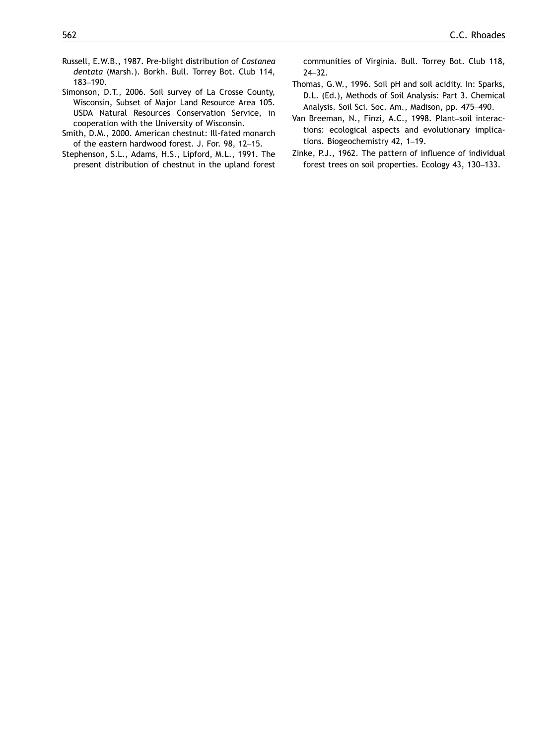Russell, E.W.B., 1987. Pre-blight distribution of *Castanea dentata* (Marsh.). Borkh. Bull. Torrey Bot. Club 114, 183–190.

Simonson, D.T., 2006. Soil survey of La Crosse County, Wisconsin, Subset of Major Land Resource Area 105. USDA Natural Resources Conservation Service, in cooperation with the University of Wisconsin.

Smith, D.M., 2000. American chestnut: Ill-fated monarch of the eastern hardwood forest. J. For. 98, 12–15.

Stephenson, S.L., Adams, H.S., Lipford, M.L., 1991. The present distribution of chestnut in the upland forest communities of Virginia. Bull. Torrey Bot. Club 118, 24–32.

Thomas, G.W., 1996. Soil pH and soil acidity. In: Sparks, D.L. (Ed.), Methods of Soil Analysis: Part 3. Chemical Analysis. Soil Sci. Soc. Am., Madison, pp. 475–490.

Van Breeman, N., Finzi, A.C., 1998. Plant–soil interactions: ecological aspects and evolutionary implications. Biogeochemistry 42, 1–19.

Zinke, P.J., 1962. The pattern of influence of individual forest trees on soil properties. Ecology 43, 130–133.